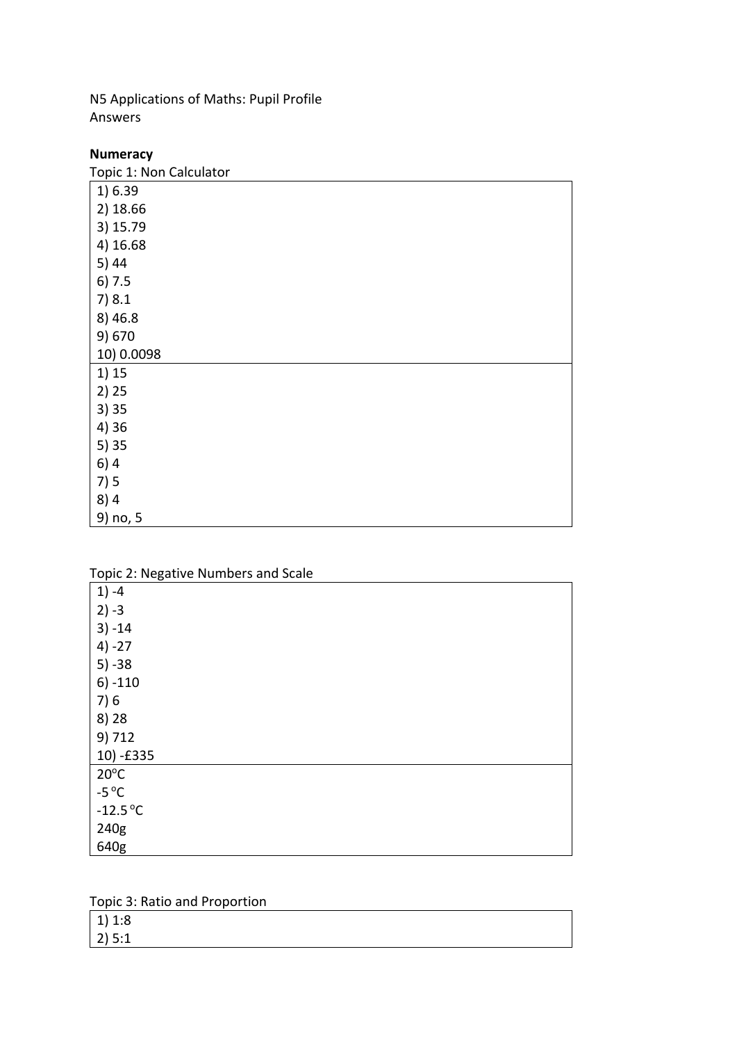N5 Applications of Maths: Pupil Profile
Answers

**Numeracy**

Topic 1: Non Calculator

| |
|---|
| 1) 6.39<br>2) 18.66<br>3) 15.79<br>4) 16.68<br>5) 44<br>6) 7.5<br>7) 8.1<br>8) 46.8<br>9) 670<br>10) 0.0098 |
| 1) 15<br>2) 25<br>3) 35<br>4) 36<br>5) 35<br>6) 4<br>7) 5<br>8) 4<br>9) no, 5 |

Topic 2: Negative Numbers and Scale

| |
|---|
| 1) -4<br>2) -3<br>3) -14<br>4) -27<br>5) -38<br>6) -110<br>7) 6<br>8) 28<br>9) 712<br>10) -£335 |
| 20°C<br>-5 °C<br>-12.5 °C<br>240g<br>640g |

Topic 3: Ratio and Proportion

| |
|---|
| 1) 1:8<br>2) 5:1 |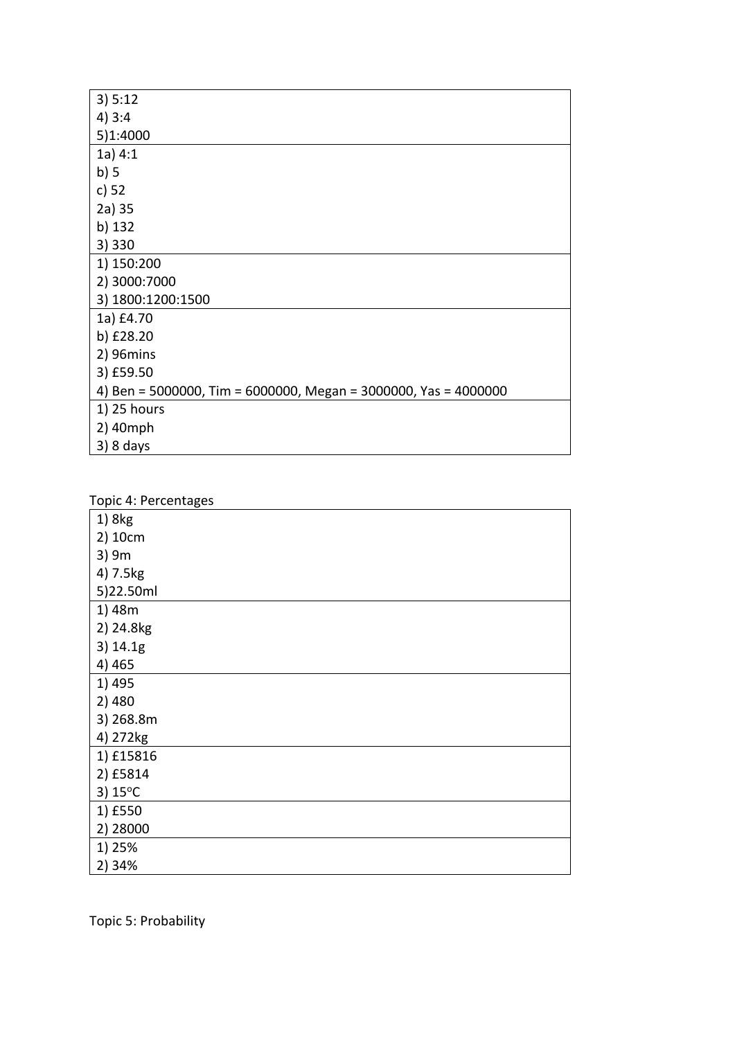| 3) 5:12<br>4) 3:4<br>5)1:4000 |
|---|
| 1a) 4:1<br>b) 5<br>c) 52<br>2a) 35<br>b) 132<br>3) 330 |
| 1) 150:200<br>2) 3000:7000<br>3) 1800:1200:1500 |
| 1a) £4.70<br>b) £28.20<br>2) 96mins<br>3) £59.50<br>4) Ben = 5000000, Tim = 6000000, Megan = 3000000, Yas = 4000000 |
| 1) 25 hours<br>2) 40mph<br>3) 8 days |

Topic 4: Percentages

| 1) 8kg<br>2) 10cm<br>3) 9m<br>4) 7.5kg<br>5)22.50ml |
|---|
| 1) 48m<br>2) 24.8kg<br>3) 14.1g<br>4) 465 |
| 1) 495<br>2) 480<br>3) 268.8m<br>4) 272kg |
| 1) £15816<br>2) £5814<br>3) 15°C |
| 1) £550<br>2) 28000 |
| 1) 25%<br>2) 34% |

Topic 5: Probability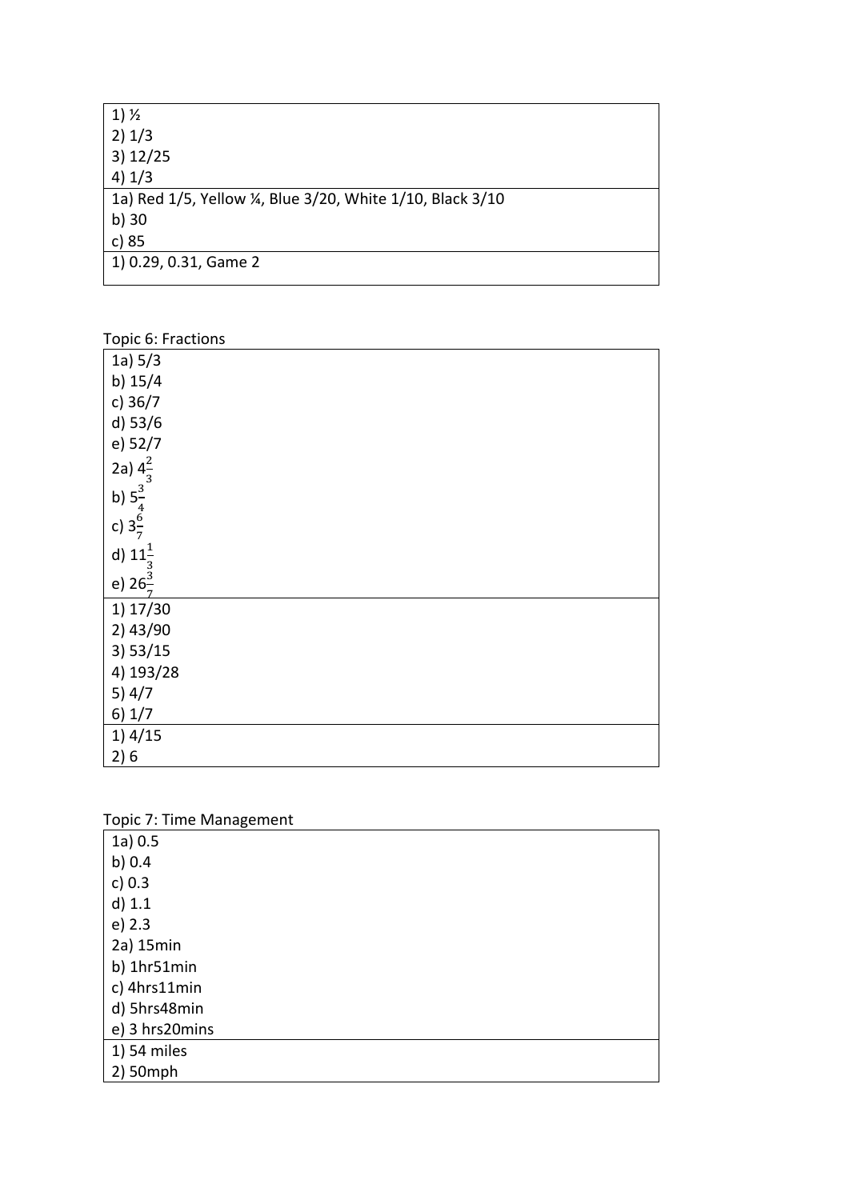| |
|---|
| 1) ½<br>2) 1/3<br>3) 12/25<br>4) 1/3 |
| 1a) Red 1/5, Yellow ¼, Blue 3/20, White 1/10, Black 3/10<br>b) 30<br>c) 85 |
| 1) 0.29, 0.31, Game 2 |

Topic 6: Fractions

| |
|---|
| 1a) 5/3<br>b) 15/4<br>c) 36/7<br>d) 53/6<br>e) 52/7<br>2a) $4\frac{2}{3}$<br>b) $5\frac{3}{4}$<br>c) $3\frac{6}{7}$<br>d) $11\frac{1}{3}$<br>e) $26\frac{3}{7}$ |
| 1) 17/30<br>2) 43/90<br>3) 53/15<br>4) 193/28<br>5) 4/7<br>6) 1/7 |
| 1) 4/15<br>2) 6 |

Topic 7: Time Management

| |
|---|
| 1a) 0.5<br>b) 0.4<br>c) 0.3<br>d) 1.1<br>e) 2.3<br>2a) 15min<br>b) 1hr51min<br>c) 4hrs11min<br>d) 5hrs48min<br>e) 3 hrs20mins |
| 1) 54 miles<br>2) 50mph |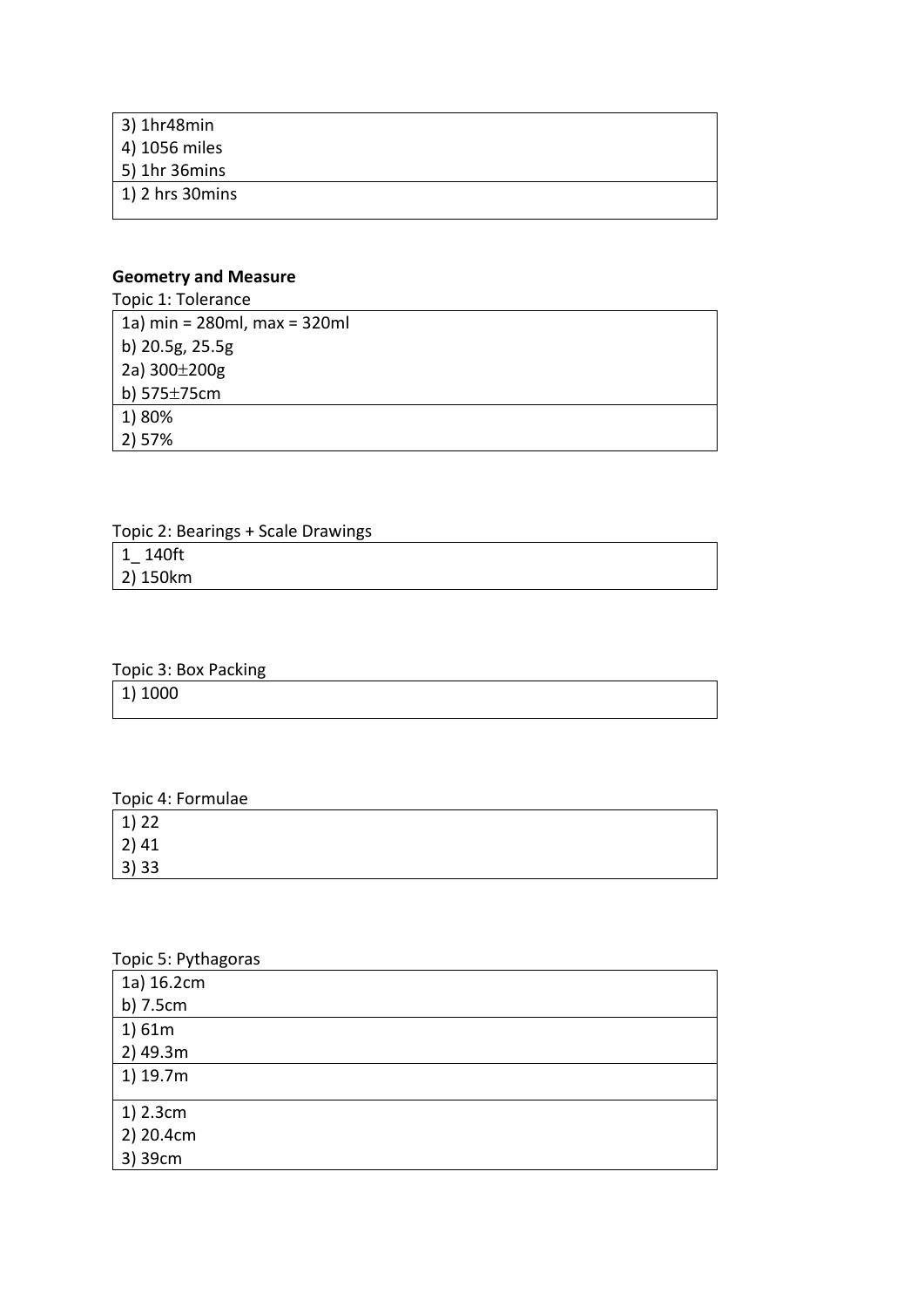| 3) 1hr48min<br>4) 1056 miles<br>5) 1hr 36mins |
|---|
| 1) 2 hrs 30mins |

**Geometry and Measure**

Topic 1: Tolerance

| 1a) min = 280ml, max = 320ml<br>b) 20.5g, 25.5g<br>2a) 300±200g<br>b) 575±75cm |
|---|
| 1) 80%<br>2) 57% |

Topic 2: Bearings + Scale Drawings

| 1_ 140ft<br>2) 150km |
|---|

Topic 3: Box Packing

| 1) 1000 |
|---|

Topic 4: Formulae

| 1) 22<br>2) 41<br>3) 33 |
|---|

Topic 5: Pythagoras

| 1a) 16.2cm<br>b) 7.5cm |
|---|
| 1) 61m<br>2) 49.3m |
| 1) 19.7m |
| 1) 2.3cm<br>2) 20.4cm<br>3) 39cm |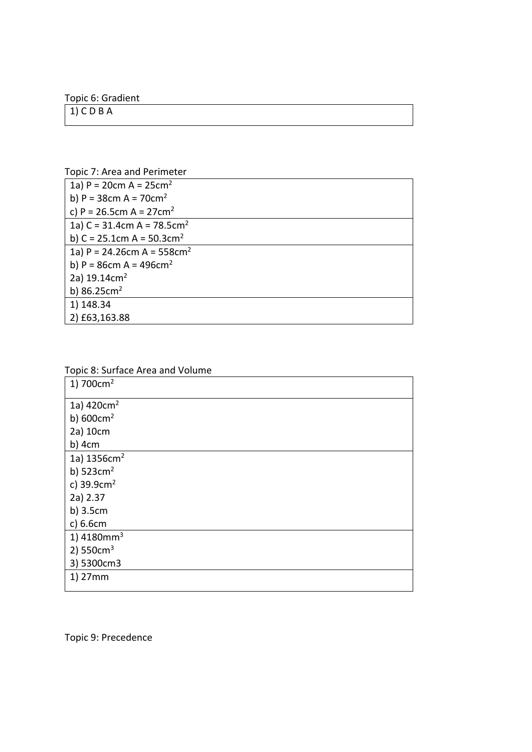Topic 6: Gradient

| 1) C D B A |
|---|

Topic 7: Area and Perimeter

| 1a) P = 20cm A = 25cm$^2$<br>b) P = 38cm A = 70cm$^2$<br>c) P = 26.5cm A = 27cm$^2$ |
|---|
| 1a) C = 31.4cm A = 78.5cm$^2$<br>b) C = 25.1cm A = 50.3cm$^2$ |
| 1a) P = 24.26cm A = 558cm$^2$<br>b) P = 86cm A = 496cm$^2$<br>2a) 19.14cm$^2$<br>b) 86.25cm$^2$ |
| 1) 148.34<br>2) £63,163.88 |

Topic 8: Surface Area and Volume

| 1) 700cm$^2$ |
|---|
| 1a) 420cm$^2$<br>b) 600cm$^2$<br>2a) 10cm<br>b) 4cm |
| 1a) 1356cm$^2$<br>b) 523cm$^2$<br>c) 39.9cm$^2$<br>2a) 2.37<br>b) 3.5cm<br>c) 6.6cm |
| 1) 4180mm$^3$<br>2) 550cm$^3$<br>3) 5300cm3 |
| 1) 27mm |

Topic 9: Precedence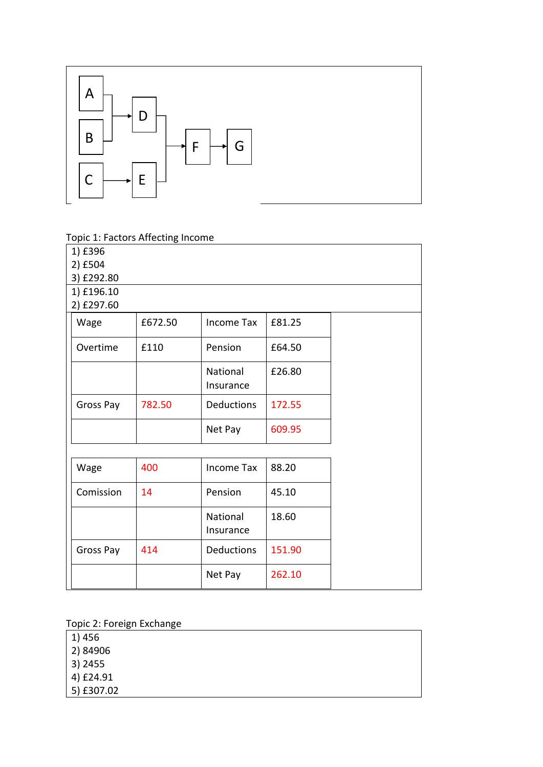A → D, B → D, C → E, D → F, E → F, F → G

Topic 1: Factors Affecting Income

1) £396
2) £504
3) £292.80

1) £196.10
2) £297.60

| Wage | £672.50 | Income Tax | £81.25 |
|---|---|---|---|
| Overtime | £110 | Pension | £64.50 |
| | | National Insurance | £26.80 |
| Gross Pay | 782.50 | Deductions | 172.55 |
| | | Net Pay | 609.95 |

| Wage | 400 | Income Tax | 88.20 |
|---|---|---|---|
| Comission | 14 | Pension | 45.10 |
| | | National Insurance | 18.60 |
| Gross Pay | 414 | Deductions | 151.90 |
| | | Net Pay | 262.10 |

Topic 2: Foreign Exchange

1) 456
2) 84906
3) 2455
4) £24.91
5) £307.02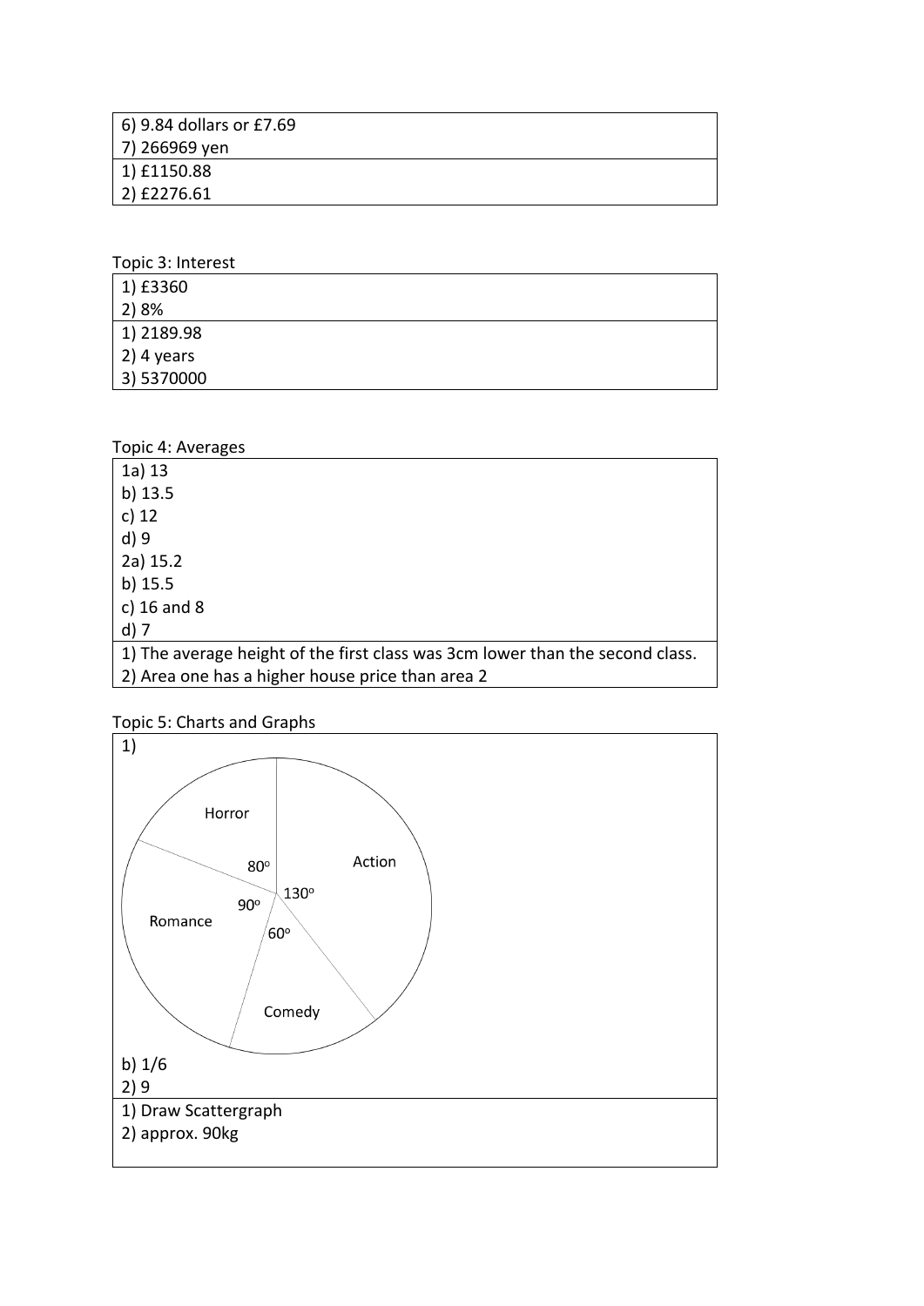| 6) 9.84 dollars or £7.69<br>7) 266969 yen |
|---|
| 1) £1150.88<br>2) £2276.61 |

Topic 3: Interest

| 1) £3360<br>2) 8% |
|---|
| 1) 2189.98<br>2) 4 years<br>3) 5370000 |

Topic 4: Averages

| 1a) 13<br>b) 13.5<br>c) 12<br>d) 9<br>2a) 15.2<br>b) 15.5<br>c) 16 and 8<br>d) 7 |
|---|
| 1) The average height of the first class was 3cm lower than the second class.<br>2) Area one has a higher house price than area 2 |

Topic 5: Charts and Graphs

1)

Pie chart: Horror $80^o$, Action $130^o$, Comedy $60^o$, Romance $90^o$

b) 1/6

2) 9

1) Draw Scattergraph

2) approx. 90kg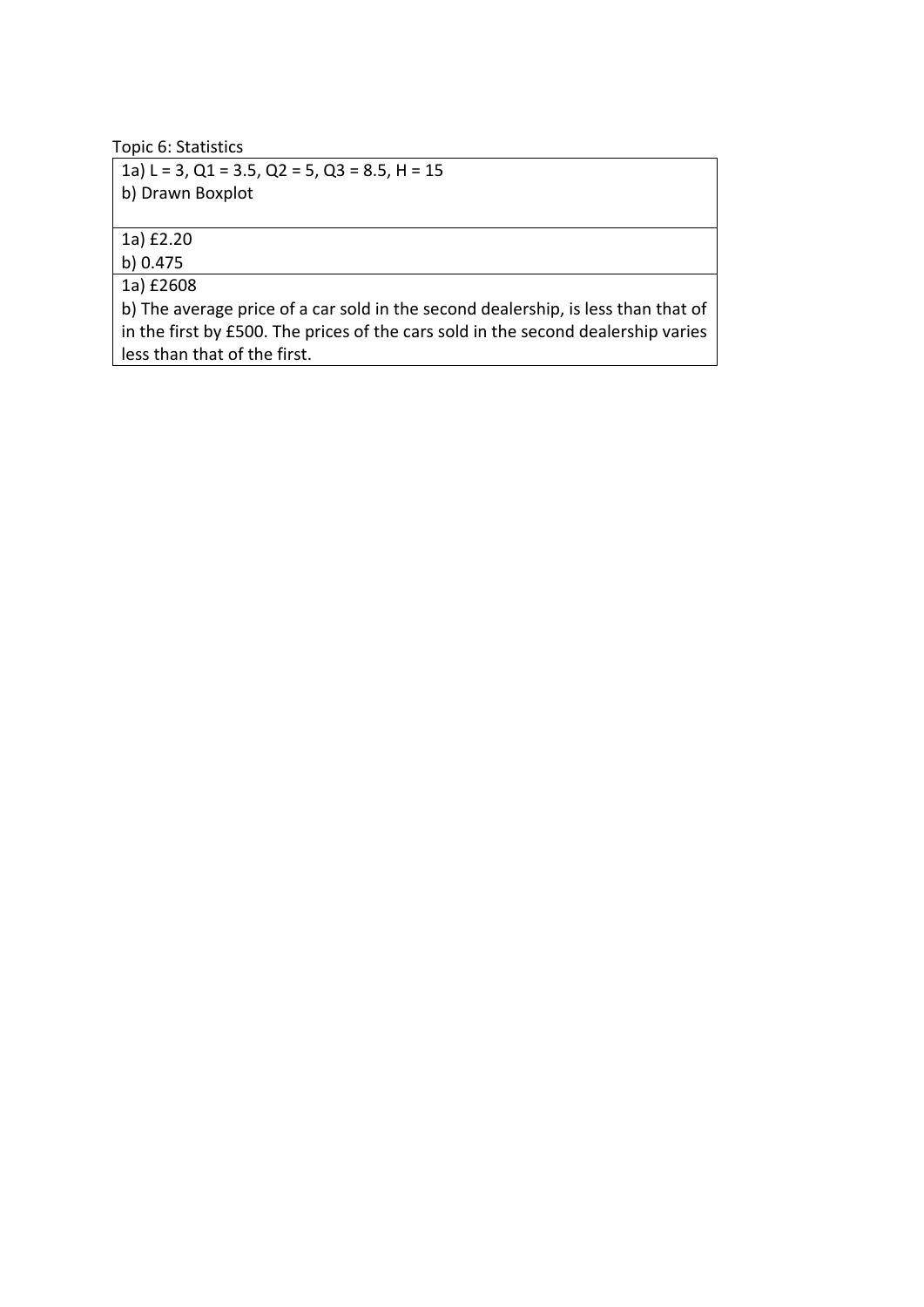Topic 6: Statistics

| |
|---|
| 1a) L = 3, Q1 = 3.5, Q2 = 5, Q3 = 8.5, H = 15<br>b) Drawn Boxplot |
| 1a) £2.20<br>b) 0.475 |
| 1a) £2608<br>b) The average price of a car sold in the second dealership, is less than that of in the first by £500. The prices of the cars sold in the second dealership varies less than that of the first. |